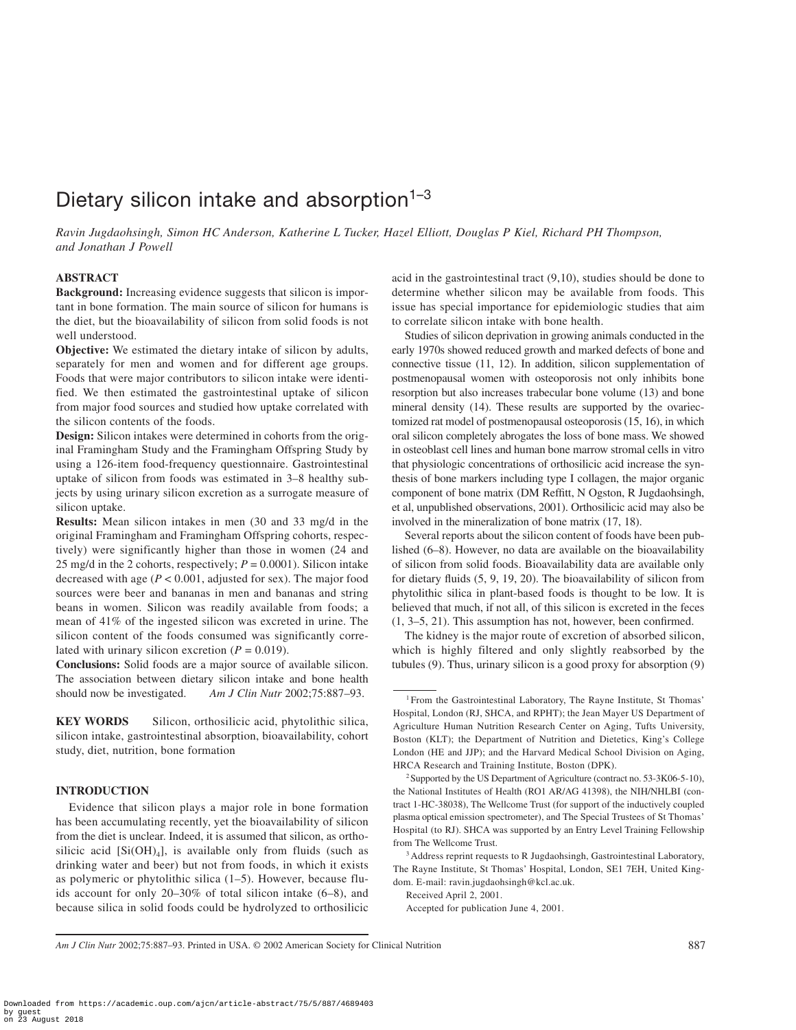# Dietary silicon intake and absorption[1–3]

*Ravin Jugdaohsingh, Simon HC Anderson, Katherine L Tucker, Hazel Elliott, Douglas P Kiel, Richard PH Thompson, and Jonathan J Powell*

## ABSTRACT

**Background:** Increasing evidence suggests that silicon is important in bone formation. The main source of silicon for humans is the diet, but the bioavailability of silicon from solid foods is not well understood.

**Objective:** We estimated the dietary intake of silicon by adults, separately for men and women and for different age groups. Foods that were major contributors to silicon intake were identified. We then estimated the gastrointestinal uptake of silicon from major food sources and studied how uptake correlated with the silicon contents of the foods.

**Design:** Silicon intakes were determined in cohorts from the original Framingham Study and the Framingham Offspring Study by using a 126-item food-frequency questionnaire. Gastrointestinal uptake of silicon from foods was estimated in 3–8 healthy subjects by using urinary silicon excretion as a surrogate measure of silicon uptake.

**Results:** Mean silicon intakes in men (30 and 33 mg/d in the original Framingham and Framingham Offspring cohorts, respectively) were significantly higher than those in women (24 and 25 mg/d in the 2 cohorts, respectively; $P = 0.0001$). Silicon intake decreased with age ($P < 0.001$, adjusted for sex). The major food sources were beer and bananas in men and bananas and string beans in women. Silicon was readily available from foods; a mean of 41% of the ingested silicon was excreted in urine. The silicon content of the foods consumed was significantly correlated with urinary silicon excretion ($P = 0.019$).

**Conclusions:** Solid foods are a major source of available silicon. The association between dietary silicon intake and bone health should now be investigated. *Am J Clin Nutr* 2002;75:887–93.

**KEY WORDS** Silicon, orthosilicic acid, phytolithic silica, silicon intake, gastrointestinal absorption, bioavailability, cohort study, diet, nutrition, bone formation

## INTRODUCTION

Evidence that silicon plays a major role in bone formation has been accumulating recently, yet the bioavailability of silicon from the diet is unclear. Indeed, it is assumed that silicon, as orthosilicic acid [$Si(OH)_4$], is available only from fluids (such as drinking water and beer) but not from foods, in which it exists as polymeric or phytolithic silica (1–5). However, because fluids account for only 20–30% of total silicon intake (6–8), and because silica in solid foods could be hydrolyzed to orthosilicic acid in the gastrointestinal tract (9,10), studies should be done to determine whether silicon may be available from foods. This issue has special importance for epidemiologic studies that aim to correlate silicon intake with bone health.

Studies of silicon deprivation in growing animals conducted in the early 1970s showed reduced growth and marked defects of bone and connective tissue (11, 12). In addition, silicon supplementation of postmenopausal women with osteoporosis not only inhibits bone resorption but also increases trabecular bone volume (13) and bone mineral density (14). These results are supported by the ovariectomized rat model of postmenopausal osteoporosis (15, 16), in which oral silicon completely abrogates the loss of bone mass. We showed in osteoblast cell lines and human bone marrow stromal cells in vitro that physiologic concentrations of orthosilicic acid increase the synthesis of bone markers including type I collagen, the major organic component of bone matrix (DM Reffitt, N Ogston, R Jugdaohsingh, et al, unpublished observations, 2001). Orthosilicic acid may also be involved in the mineralization of bone matrix (17, 18).

Several reports about the silicon content of foods have been published (6–8). However, no data are available on the bioavailability of silicon from solid foods. Bioavailability data are available only for dietary fluids (5, 9, 19, 20). The bioavailability of silicon from phytolithic silica in plant-based foods is thought to be low. It is believed that much, if not all, of this silicon is excreted in the feces (1, 3–5, 21). This assumption has not, however, been confirmed.

The kidney is the major route of excretion of absorbed silicon, which is highly filtered and only slightly reabsorbed by the tubules (9). Thus, urinary silicon is a good proxy for absorption (9)

---

[1] From the Gastrointestinal Laboratory, The Rayne Institute, St Thomas' Hospital, London (RJ, SHCA, and RPHT); the Jean Mayer US Department of Agriculture Human Nutrition Research Center on Aging, Tufts University, Boston (KLT); the Department of Nutrition and Dietetics, King's College London (HE and JJP); and the Harvard Medical School Division on Aging, HRCA Research and Training Institute, Boston (DPK).

[2] Supported by the US Department of Agriculture (contract no. 53-3K06-5-10), the National Institutes of Health (RO1 AR/AG 41398), the NIH/NHLBI (contract 1-HC-38038), The Wellcome Trust (for support of the inductively coupled plasma optical emission spectrometer), and The Special Trustees of St Thomas' Hospital (to RJ). SHCA was supported by an Entry Level Training Fellowship from The Wellcome Trust.

[3] Address reprint requests to R Jugdaohsingh, Gastrointestinal Laboratory, The Rayne Institute, St Thomas' Hospital, London, SE1 7EH, United Kingdom. E-mail: ravin.jugdaohsingh@kcl.ac.uk.

Received April 2, 2001.

Accepted for publication June 4, 2001.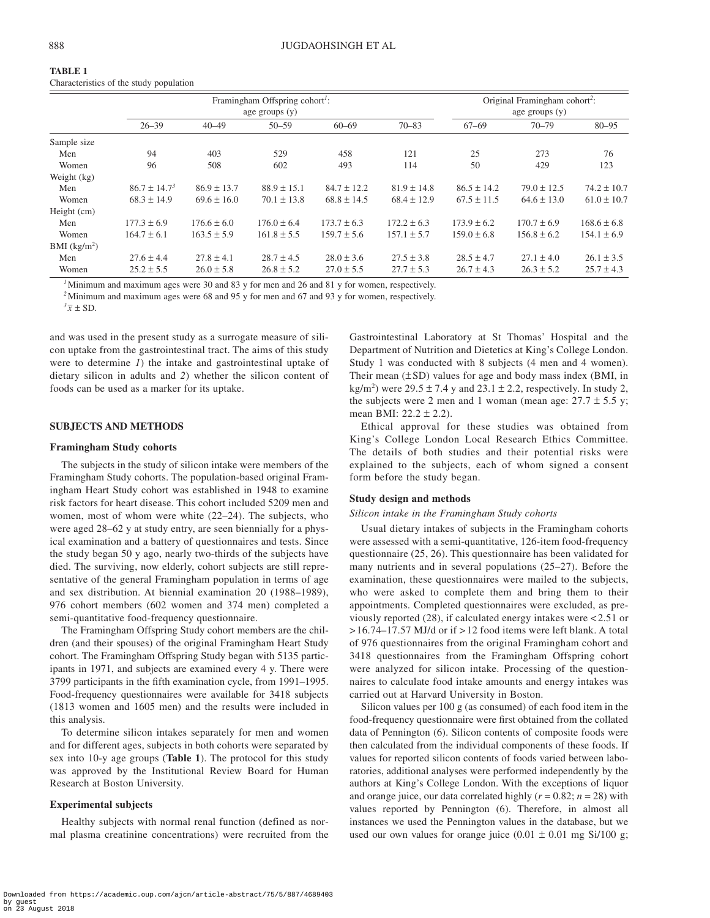**TABLE 1**
Characteristics of the study population

| | Framingham Offspring cohort[1]: age groups (y) | | | | | Original Framingham cohort[2]: age groups (y) | | |
|---|---|---|---|---|---|---|---|---|
| | 26–39 | 40–49 | 50–59 | 60–69 | 70–83 | 67–69 | 70–79 | 80–95 |
| Sample size | | | | | | | | |
| Men | 94 | 403 | 529 | 458 | 121 | 25 | 273 | 76 |
| Women | 96 | 508 | 602 | 493 | 114 | 50 | 429 | 123 |
| Weight (kg) | | | | | | | | |
| Men | 86.7 ± 14.7[3] | 86.9 ± 13.7 | 88.9 ± 15.1 | 84.7 ± 12.2 | 81.9 ± 14.8 | 86.5 ± 14.2 | 79.0 ± 12.5 | 74.2 ± 10.7 |
| Women | 68.3 ± 14.9 | 69.6 ± 16.0 | 70.1 ± 13.8 | 68.8 ± 14.5 | 68.4 ± 12.9 | 67.5 ± 11.5 | 64.6 ± 13.0 | 61.0 ± 10.7 |
| Height (cm) | | | | | | | | |
| Men | 177.3 ± 6.9 | 176.6 ± 6.0 | 176.0 ± 6.4 | 173.7 ± 6.3 | 172.2 ± 6.3 | 173.9 ± 6.2 | 170.7 ± 6.9 | 168.6 ± 6.8 |
| Women | 164.7 ± 6.1 | 163.5 ± 5.9 | 161.8 ± 5.5 | 159.7 ± 5.6 | 157.1 ± 5.7 | 159.0 ± 6.8 | 156.8 ± 6.2 | 154.1 ± 6.9 |
| BMI (kg/m$^2$) | | | | | | | | |
| Men | 27.6 ± 4.4 | 27.8 ± 4.1 | 28.7 ± 4.5 | 28.0 ± 3.6 | 27.5 ± 3.8 | 28.5 ± 4.7 | 27.1 ± 4.0 | 26.1 ± 3.5 |
| Women | 25.2 ± 5.5 | 26.0 ± 5.8 | 26.8 ± 5.2 | 27.0 ± 5.5 | 27.7 ± 5.3 | 26.7 ± 4.3 | 26.3 ± 5.2 | 25.7 ± 4.3 |

[1] Minimum and maximum ages were 30 and 83 y for men and 26 and 81 y for women, respectively.
[2] Minimum and maximum ages were 68 and 95 y for men and 67 and 93 y for women, respectively.
[3] $\bar{x}$ ± SD.

and was used in the present study as a surrogate measure of silicon uptake from the gastrointestinal tract. The aims of this study were to determine *1*) the intake and gastrointestinal uptake of dietary silicon in adults and *2*) whether the silicon content of foods can be used as a marker for its uptake.

## SUBJECTS AND METHODS

### Framingham Study cohorts

The subjects in the study of silicon intake were members of the Framingham Study cohorts. The population-based original Framingham Heart Study cohort was established in 1948 to examine risk factors for heart disease. This cohort included 5209 men and women, most of whom were white (22–24). The subjects, who were aged 28–62 y at study entry, are seen biennially for a physical examination and a battery of questionnaires and tests. Since the study began 50 y ago, nearly two-thirds of the subjects have died. The surviving, now elderly, cohort subjects are still representative of the general Framingham population in terms of age and sex distribution. At biennial examination 20 (1988–1989), 976 cohort members (602 women and 374 men) completed a semi-quantitative food-frequency questionnaire.

The Framingham Offspring Study cohort members are the children (and their spouses) of the original Framingham Heart Study cohort. The Framingham Offspring Study began with 5135 participants in 1971, and subjects are examined every 4 y. There were 3799 participants in the fifth examination cycle, from 1991–1995. Food-frequency questionnaires were available for 3418 subjects (1813 women and 1605 men) and the results were included in this analysis.

To determine silicon intakes separately for men and women and for different ages, subjects in both cohorts were separated by sex into 10-y age groups (**Table 1**). The protocol for this study was approved by the Institutional Review Board for Human Research at Boston University.

### Experimental subjects

Healthy subjects with normal renal function (defined as normal plasma creatinine concentrations) were recruited from the Gastrointestinal Laboratory at St Thomas' Hospital and the Department of Nutrition and Dietetics at King's College London. Study 1 was conducted with 8 subjects (4 men and 4 women). Their mean (±SD) values for age and body mass index (BMI, in kg/m$^2$) were 29.5 ± 7.4 y and 23.1 ± 2.2, respectively. In study 2, the subjects were 2 men and 1 woman (mean age: 27.7 ± 5.5 y; mean BMI: 22.2 ± 2.2).

Ethical approval for these studies was obtained from King's College London Local Research Ethics Committee. The details of both studies and their potential risks were explained to the subjects, each of whom signed a consent form before the study began.

### Study design and methods

*Silicon intake in the Framingham Study cohorts*

Usual dietary intakes of subjects in the Framingham cohorts were assessed with a semi-quantitative, 126-item food-frequency questionnaire (25, 26). This questionnaire has been validated for many nutrients and in several populations (25–27). Before the examination, these questionnaires were mailed to the subjects, who were asked to complete them and bring them to their appointments. Completed questionnaires were excluded, as previously reported (28), if calculated energy intakes were <2.51 or >16.74–17.57 MJ/d or if >12 food items were left blank. A total of 976 questionnaires from the original Framingham cohort and 3418 questionnaires from the Framingham Offspring cohort were analyzed for silicon intake. Processing of the questionnaires to calculate food intake amounts and energy intakes was carried out at Harvard University in Boston.

Silicon values per 100 g (as consumed) of each food item in the food-frequency questionnaire were first obtained from the collated data of Pennington (6). Silicon contents of composite foods were then calculated from the individual components of these foods. If values for reported silicon contents of foods varied between laboratories, additional analyses were performed independently by the authors at King's College London. With the exceptions of liquor and orange juice, our data correlated highly ($r$ = 0.82; $n$ = 28) with values reported by Pennington (6). Therefore, in almost all instances we used the Pennington values in the database, but we used our own values for orange juice (0.01 ± 0.01 mg Si/100 g;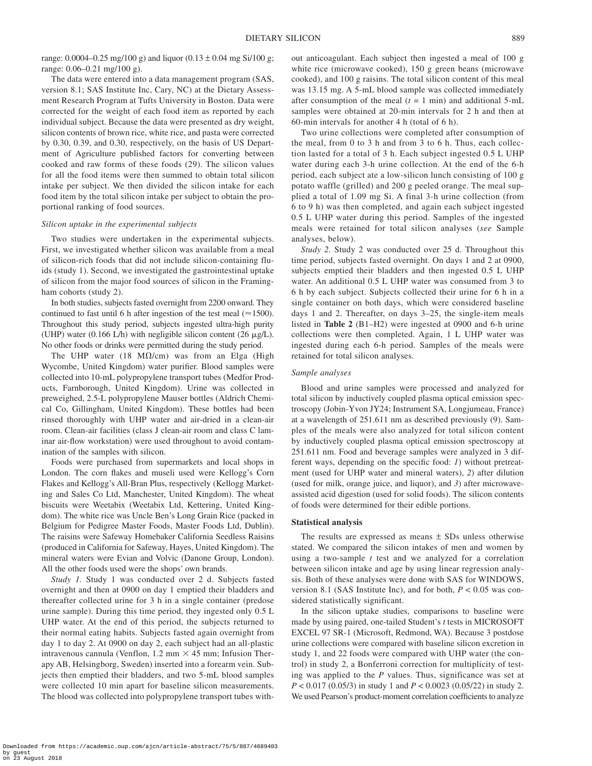range: 0.0004–0.25 mg/100 g) and liquor (0.13 ± 0.04 mg Si/100 g; range: 0.06–0.21 mg/100 g).

The data were entered into a data management program (SAS, version 8.1; SAS Institute Inc, Cary, NC) at the Dietary Assessment Research Program at Tufts University in Boston. Data were corrected for the weight of each food item as reported by each individual subject. Because the data were presented as dry weight, silicon contents of brown rice, white rice, and pasta were corrected by 0.30, 0.39, and 0.30, respectively, on the basis of US Department of Agriculture published factors for converting between cooked and raw forms of these foods (29). The silicon values for all the food items were then summed to obtain total silicon intake per subject. We then divided the silicon intake for each food item by the total silicon intake per subject to obtain the proportional ranking of food sources.

### *Silicon uptake in the experimental subjects*

Two studies were undertaken in the experimental subjects. First, we investigated whether silicon was available from a meal of silicon-rich foods that did not include silicon-containing fluids (study 1). Second, we investigated the gastrointestinal uptake of silicon from the major food sources of silicon in the Framingham cohorts (study 2).

In both studies, subjects fasted overnight from 2200 onward. They continued to fast until 6 h after ingestion of the test meal (≈1500). Throughout this study period, subjects ingested ultra-high purity (UHP) water (0.166 L/h) with negligible silicon content (26 μg/L). No other foods or drinks were permitted during the study period.

The UHP water (18 MΩ/cm) was from an Elga (High Wycombe, United Kingdom) water purifier. Blood samples were collected into 10-mL polypropylene transport tubes (Medfor Products, Farnborough, United Kingdom). Urine was collected in preweighed, 2.5-L polypropylene Mauser bottles (Aldrich Chemical Co, Gillingham, United Kingdom). These bottles had been rinsed thoroughly with UHP water and air-dried in a clean-air room. Clean-air facilities (class J clean-air room and class C laminar air-flow workstation) were used throughout to avoid contamination of the samples with silicon.

Foods were purchased from supermarkets and local shops in London. The corn flakes and museli used were Kellogg's Corn Flakes and Kellogg's All-Bran Plus, respectively (Kellogg Marketing and Sales Co Ltd, Manchester, United Kingdom). The wheat biscuits were Weetabix (Weetabix Ltd, Kettering, United Kingdom). The white rice was Uncle Ben's Long Grain Rice (packed in Belgium for Pedigree Master Foods, Master Foods Ltd, Dublin). The raisins were Safeway Homebaker California Seedless Raisins (produced in California for Safeway, Hayes, United Kingdom). The mineral waters were Evian and Volvic (Danone Group, London). All the other foods used were the shops' own brands.

*Study 1.* Study 1 was conducted over 2 d. Subjects fasted overnight and then at 0900 on day 1 emptied their bladders and thereafter collected urine for 3 h in a single container (predose urine sample). During this time period, they ingested only 0.5 L UHP water. At the end of this period, the subjects returned to their normal eating habits. Subjects fasted again overnight from day 1 to day 2. At 0900 on day 2, each subject had an all-plastic intravenous cannula (Venflon, 1.2 mm × 45 mm; Infusion Therapy AB, Helsingborg, Sweden) inserted into a forearm vein. Subjects then emptied their bladders, and two 5-mL blood samples were collected 10 min apart for baseline silicon measurements. The blood was collected into polypropylene transport tubes without anticoagulant. Each subject then ingested a meal of 100 g white rice (microwave cooked), 150 g green beans (microwave cooked), and 100 g raisins. The total silicon content of this meal was 13.15 mg. A 5-mL blood sample was collected immediately after consumption of the meal ($t$ = 1 min) and additional 5-mL samples were obtained at 20-min intervals for 2 h and then at 60-min intervals for another 4 h (total of 6 h).

Two urine collections were completed after consumption of the meal, from 0 to 3 h and from 3 to 6 h. Thus, each collection lasted for a total of 3 h. Each subject ingested 0.5 L UHP water during each 3-h urine collection. At the end of the 6-h period, each subject ate a low-silicon lunch consisting of 100 g potato waffle (grilled) and 200 g peeled orange. The meal supplied a total of 1.09 mg Si. A final 3-h urine collection (from 6 to 9 h) was then completed, and again each subject ingested 0.5 L UHP water during this period. Samples of the ingested meals were retained for total silicon analyses (*see* Sample analyses, below).

*Study 2.* Study 2 was conducted over 25 d. Throughout this time period, subjects fasted overnight. On days 1 and 2 at 0900, subjects emptied their bladders and then ingested 0.5 L UHP water. An additional 0.5 L UHP water was consumed from 3 to 6 h by each subject. Subjects collected their urine for 6 h in a single container on both days, which were considered baseline days 1 and 2. Thereafter, on days 3–25, the single-item meals listed in **Table 2** (B1–H2) were ingested at 0900 and 6-h urine collections were then completed. Again, 1 L UHP water was ingested during each 6-h period. Samples of the meals were retained for total silicon analyses.

### *Sample analyses*

Blood and urine samples were processed and analyzed for total silicon by inductively coupled plasma optical emission spectroscopy (Jobin-Yvon JY24; Instrument SA, Longjumeau, France) at a wavelength of 251.611 nm as described previously (9). Samples of the meals were also analyzed for total silicon content by inductively coupled plasma optical emission spectroscopy at 251.611 nm. Food and beverage samples were analyzed in 3 different ways, depending on the specific food: *1*) without pretreatment (used for UHP water and mineral waters), *2*) after dilution (used for milk, orange juice, and liquor), and *3*) after microwave-assisted acid digestion (used for solid foods). The silicon contents of foods were determined for their edible portions.

## Statistical analysis

The results are expressed as means ± SDs unless otherwise stated. We compared the silicon intakes of men and women by using a two-sample $t$ test and we analyzed for a correlation between silicon intake and age by using linear regression analysis. Both of these analyses were done with SAS for WINDOWS, version 8.1 (SAS Institute Inc), and for both, $P < 0.05$ was considered statistically significant.

In the silicon uptake studies, comparisons to baseline were made by using paired, one-tailed Student's $t$ tests in MICROSOFT EXCEL 97 SR-1 (Microsoft, Redmond, WA). Because 3 postdose urine collections were compared with baseline silicon excretion in study 1, and 22 foods were compared with UHP water (the control) in study 2, a Bonferroni correction for multiplicity of testing was applied to the $P$ values. Thus, significance was set at $P < 0.017$ (0.05/3) in study 1 and $P < 0.0023$ (0.05/22) in study 2. We used Pearson's product-moment correlation coefficients to analyze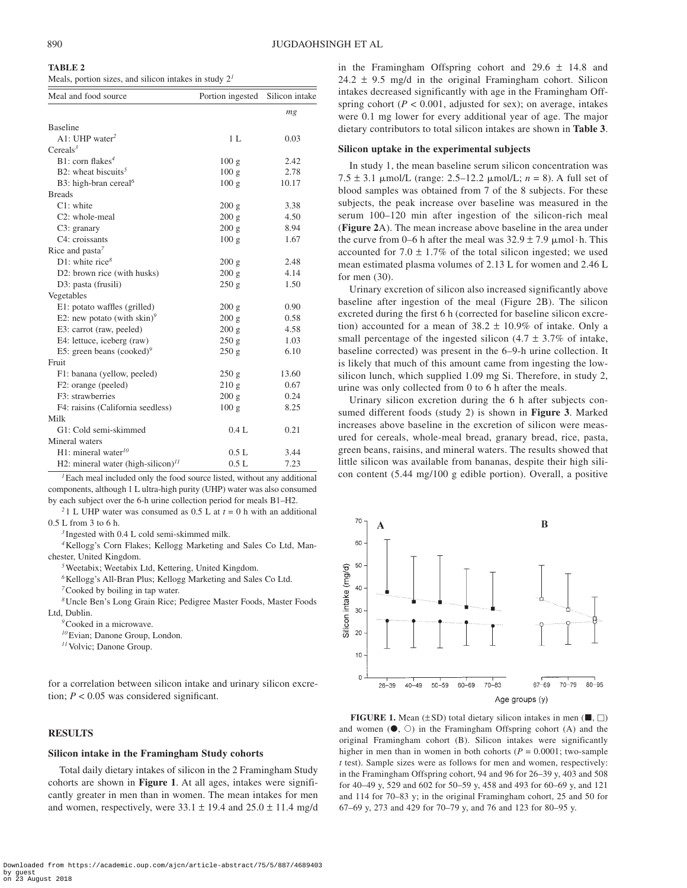**TABLE 2**
Meals, portion sizes, and silicon intakes in study 2[1]

| Meal and food source | Portion ingested | Silicon intake |
|---|---|---|
| | | *mg* |
| Baseline | | |
| A1: UHP water[2] | 1 L | 0.03 |
| Cereals[3] | | |
| B1: corn flakes[4] | 100 g | 2.42 |
| B2: wheat biscuits[5] | 100 g | 2.78 |
| B3: high-bran cereal[6] | 100 g | 10.17 |
| Breads | | |
| C1: white | 200 g | 3.38 |
| C2: whole-meal | 200 g | 4.50 |
| C3: granary | 200 g | 8.94 |
| C4: croissants | 100 g | 1.67 |
| Rice and pasta[7] | | |
| D1: white rice[8] | 200 g | 2.48 |
| D2: brown rice (with husks) | 200 g | 4.14 |
| D3: pasta (frusili) | 250 g | 1.50 |
| Vegetables | | |
| E1: potato waffles (grilled) | 200 g | 0.90 |
| E2: new potato (with skin)[9] | 200 g | 0.58 |
| E3: carrot (raw, peeled) | 200 g | 4.58 |
| E4: lettuce, iceberg (raw) | 250 g | 1.03 |
| E5: green beans (cooked)[9] | 250 g | 6.10 |
| Fruit | | |
| F1: banana (yellow, peeled) | 250 g | 13.60 |
| F2: orange (peeled) | 210 g | 0.67 |
| F3: strawberries | 200 g | 0.24 |
| F4: raisins (California seedless) | 100 g | 8.25 |
| Milk | | |
| G1: Cold semi-skimmed | 0.4 L | 0.21 |
| Mineral waters | | |
| H1: mineral water[10] | 0.5 L | 3.44 |
| H2: mineral water (high-silicon)[11] | 0.5 L | 7.23 |

[1] Each meal included only the food source listed, without any additional components, although 1 L ultra-high purity (UHP) water was also consumed by each subject over the 6-h urine collection period for meals B1–H2.

[2] 1 L UHP water was consumed as 0.5 L at $t = 0$ h with an additional 0.5 L from 3 to 6 h.

[3] Ingested with 0.4 L cold semi-skimmed milk.

[4] Kellogg's Corn Flakes; Kellogg Marketing and Sales Co Ltd, Manchester, United Kingdom.

[5] Weetabix; Weetabix Ltd, Kettering, United Kingdom.

[6] Kellogg's All-Bran Plus; Kellogg Marketing and Sales Co Ltd.

[7] Cooked by boiling in tap water.

[8] Uncle Ben's Long Grain Rice; Pedigree Master Foods, Master Foods Ltd, Dublin.

[9] Cooked in a microwave.

[10] Evian; Danone Group, London.

[11] Volvic; Danone Group.

for a correlation between silicon intake and urinary silicon excretion; $P < 0.05$ was considered significant.

## RESULTS

### Silicon intake in the Framingham Study cohorts

Total daily dietary intakes of silicon in the 2 Framingham Study cohorts are shown in **Figure 1**. At all ages, intakes were significantly greater in men than in women. The mean intakes for men and women, respectively, were 33.1 ± 19.4 and 25.0 ± 11.4 mg/d in the Framingham Offspring cohort and 29.6 ± 14.8 and 24.2 ± 9.5 mg/d in the original Framingham cohort. Silicon intakes decreased significantly with age in the Framingham Offspring cohort ($P < 0.001$, adjusted for sex); on average, intakes were 0.1 mg lower for every additional year of age. The major dietary contributors to total silicon intakes are shown in **Table 3**.

### Silicon uptake in the experimental subjects

In study 1, the mean baseline serum silicon concentration was 7.5 ± 3.1 μmol/L (range: 2.5–12.2 μmol/L; $n = 8$). A full set of blood samples was obtained from 7 of the 8 subjects. For these subjects, the peak increase over baseline was measured in the serum 100–120 min after ingestion of the silicon-rich meal (**Figure 2**A). The mean increase above baseline in the area under the curve from 0–6 h after the meal was 32.9 ± 7.9 μmol · h. This accounted for 7.0 ± 1.7% of the total silicon ingested; we used mean estimated plasma volumes of 2.13 L for women and 2.46 L for men (30).

Urinary excretion of silicon also increased significantly above baseline after ingestion of the meal (Figure 2B). The silicon excreted during the first 6 h (corrected for baseline silicon excretion) accounted for a mean of 38.2 ± 10.9% of intake. Only a small percentage of the ingested silicon (4.7 ± 3.7% of intake, baseline corrected) was present in the 6–9-h urine collection. It is likely that much of this amount came from ingesting the low-silicon lunch, which supplied 1.09 mg Si. Therefore, in study 2, urine was only collected from 0 to 6 h after the meals.

Urinary silicon excretion during the 6 h after subjects consumed different foods (study 2) is shown in **Figure 3**. Marked increases above baseline in the excretion of silicon were measured for cereals, whole-meal bread, granary bread, rice, pasta, green beans, raisins, and mineral waters. The results showed that little silicon was available from bananas, despite their high silicon content (5.44 mg/100 g edible portion). Overall, a positive

**FIGURE 1.** Mean (±SD) total dietary silicon intakes in men (■, □) and women (●, ○) in the Framingham Offspring cohort (A) and the original Framingham cohort (B). Silicon intakes were significantly higher in men than in women in both cohorts ($P = 0.0001$; two-sample $t$ test). Sample sizes were as follows for men and women, respectively: in the Framingham Offspring cohort, 94 and 96 for 26–39 y, 403 and 508 for 40–49 y, 529 and 602 for 50–59 y, 458 and 493 for 60–69 y, and 121 and 114 for 70–83 y; in the original Framingham cohort, 25 and 50 for 67–69 y, 273 and 429 for 70–79 y, and 76 and 123 for 80–95 y.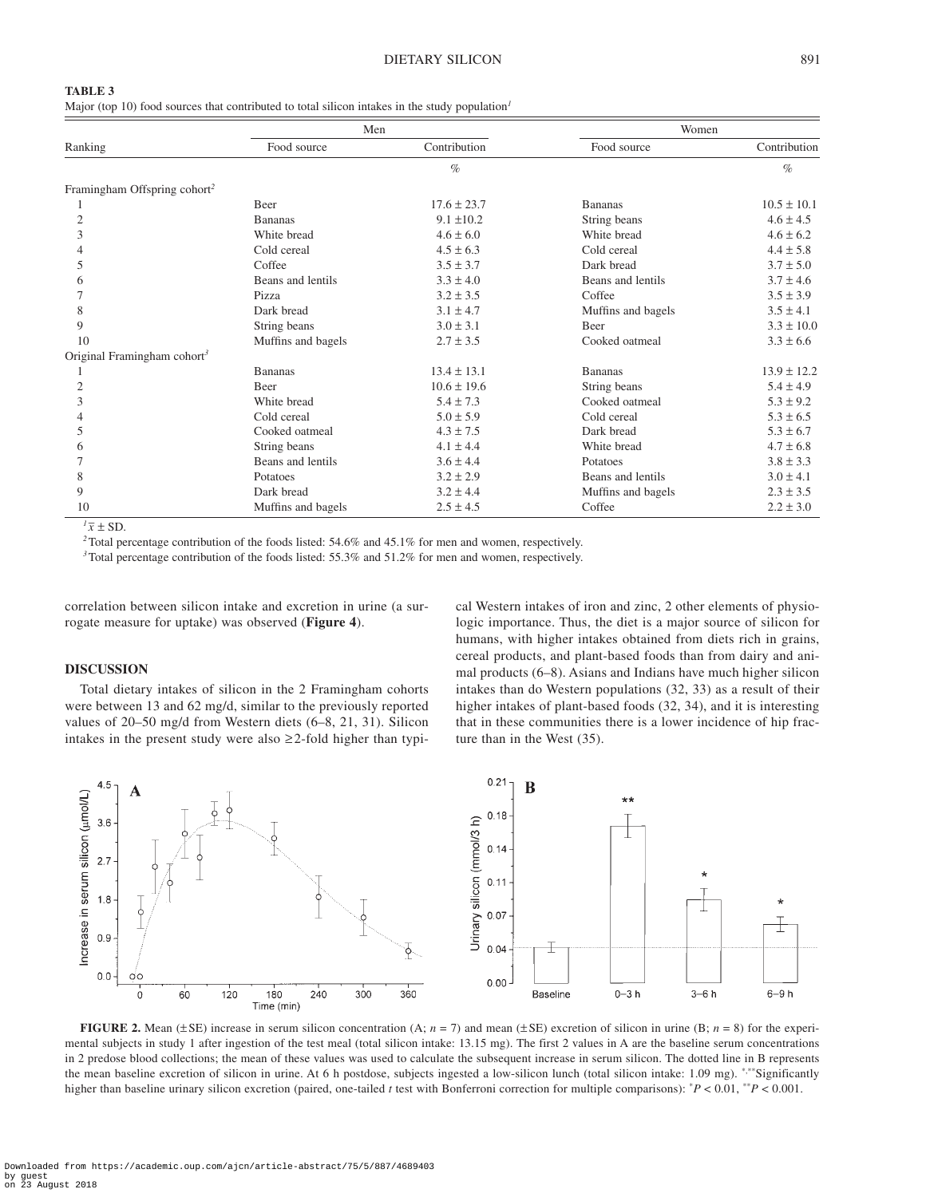**TABLE 3**
Major (top 10) food sources that contributed to total silicon intakes in the study population[1]

| Ranking | Men | | Women | |
|---|---|---|---|---|
| | Food source | Contribution | Food source | Contribution |
| | | % | | % |
| Framingham Offspring cohort[2] | | | | |
| 1 | Beer | 17.6 ± 23.7 | Bananas | 10.5 ± 10.1 |
| 2 | Bananas | 9.1 ±10.2 | String beans | 4.6 ± 4.5 |
| 3 | White bread | 4.6 ± 6.0 | White bread | 4.6 ± 6.2 |
| 4 | Cold cereal | 4.5 ± 6.3 | Cold cereal | 4.4 ± 5.8 |
| 5 | Coffee | 3.5 ± 3.7 | Dark bread | 3.7 ± 5.0 |
| 6 | Beans and lentils | 3.3 ± 4.0 | Beans and lentils | 3.7 ± 4.6 |
| 7 | Pizza | 3.2 ± 3.5 | Coffee | 3.5 ± 3.9 |
| 8 | Dark bread | 3.1 ± 4.7 | Muffins and bagels | 3.5 ± 4.1 |
| 9 | String beans | 3.0 ± 3.1 | Beer | 3.3 ± 10.0 |
| 10 | Muffins and bagels | 2.7 ± 3.5 | Cooked oatmeal | 3.3 ± 6.6 |
| Original Framingham cohort[3] | | | | |
| 1 | Bananas | 13.4 ± 13.1 | Bananas | 13.9 ± 12.2 |
| 2 | Beer | 10.6 ± 19.6 | String beans | 5.4 ± 4.9 |
| 3 | White bread | 5.4 ± 7.3 | Cooked oatmeal | 5.3 ± 9.2 |
| 4 | Cold cereal | 5.0 ± 5.9 | Cold cereal | 5.3 ± 6.5 |
| 5 | Cooked oatmeal | 4.3 ± 7.5 | Dark bread | 5.3 ± 6.7 |
| 6 | String beans | 4.1 ± 4.4 | White bread | 4.7 ± 6.8 |
| 7 | Beans and lentils | 3.6 ± 4.4 | Potatoes | 3.8 ± 3.3 |
| 8 | Potatoes | 3.2 ± 2.9 | Beans and lentils | 3.0 ± 4.1 |
| 9 | Dark bread | 3.2 ± 4.4 | Muffins and bagels | 2.3 ± 3.5 |
| 10 | Muffins and bagels | 2.5 ± 4.5 | Coffee | 2.2 ± 3.0 |

[1] $\bar{x}$ ± SD.
[2] Total percentage contribution of the foods listed: 54.6% and 45.1% for men and women, respectively.
[3] Total percentage contribution of the foods listed: 55.3% and 51.2% for men and women, respectively.

correlation between silicon intake and excretion in urine (a surrogate measure for uptake) was observed (**Figure 4**).

## DISCUSSION

Total dietary intakes of silicon in the 2 Framingham cohorts were between 13 and 62 mg/d, similar to the previously reported values of 20–50 mg/d from Western diets (6–8, 21, 31). Silicon intakes in the present study were also ≥2-fold higher than typical Western intakes of iron and zinc, 2 other elements of physiologic importance. Thus, the diet is a major source of silicon for humans, with higher intakes obtained from diets rich in grains, cereal products, and plant-based foods than from dairy and animal products (6–8). Asians and Indians have much higher silicon intakes than do Western populations (32, 33) as a result of their higher intakes of plant-based foods (32, 34), and it is interesting that in these communities there is a lower incidence of hip fracture than in the West (35).

**FIGURE 2.** Mean (±SE) increase in serum silicon concentration (A; $n = 7$) and mean (±SE) excretion of silicon in urine (B; $n = 8$) for the experimental subjects in study 1 after ingestion of the test meal (total silicon intake: 13.15 mg). The first 2 values in A are the baseline serum concentrations in 2 predose blood collections; the mean of these values was used to calculate the subsequent increase in serum silicon. The dotted line in B represents the mean baseline excretion of silicon in urine. At 6 h postdose, subjects ingested a low-silicon lunch (total silicon intake: 1.09 mg). *,**Significantly higher than baseline urinary silicon excretion (paired, one-tailed *t* test with Bonferroni correction for multiple comparisons): *$P < 0.01$, **$P < 0.001$.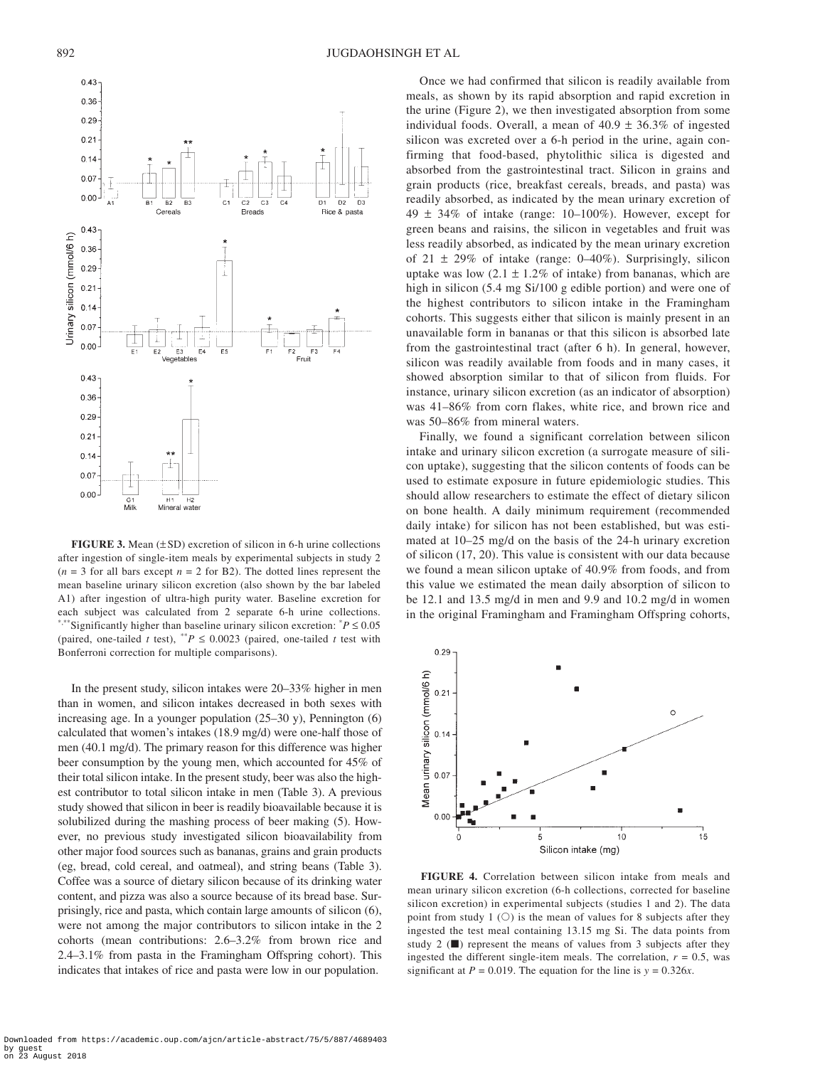**FIGURE 3.** Mean (±SD) excretion of silicon in 6-h urine collections after ingestion of single-item meals by experimental subjects in study 2 ($n = 3$ for all bars except $n = 2$ for B2). The dotted lines represent the mean baseline urinary silicon excretion (also shown by the bar labeled A1) after ingestion of ultra-high purity water. Baseline excretion for each subject was calculated from 2 separate 6-h urine collections. *,**Significantly higher than baseline urinary silicon excretion: *$P \leq 0.05$ (paired, one-tailed $t$ test), **$P \leq 0.0023$ (paired, one-tailed $t$ test with Bonferroni correction for multiple comparisons).

In the present study, silicon intakes were 20–33% higher in men than in women, and silicon intakes decreased in both sexes with increasing age. In a younger population (25–30 y), Pennington (6) calculated that women's intakes (18.9 mg/d) were one-half those of men (40.1 mg/d). The primary reason for this difference was higher beer consumption by the young men, which accounted for 45% of their total silicon intake. In the present study, beer was also the highest contributor to total silicon intake in men (Table 3). A previous study showed that silicon in beer is readily bioavailable because it is solubilized during the mashing process of beer making (5). However, no previous study investigated silicon bioavailability from other major food sources such as bananas, grains and grain products (eg, bread, cold cereal, and oatmeal), and string beans (Table 3). Coffee was a source of dietary silicon because of its drinking water content, and pizza was also a source because of its bread base. Surprisingly, rice and pasta, which contain large amounts of silicon (6), were not among the major contributors to silicon intake in the 2 cohorts (mean contributions: 2.6–3.2% from brown rice and 2.4–3.1% from pasta in the Framingham Offspring cohort). This indicates that intakes of rice and pasta were low in our population.

Once we had confirmed that silicon is readily available from meals, as shown by its rapid absorption and rapid excretion in the urine (Figure 2), we then investigated absorption from some individual foods. Overall, a mean of 40.9 ± 36.3% of ingested silicon was excreted over a 6-h period in the urine, again confirming that food-based, phytolithic silica is digested and absorbed from the gastrointestinal tract. Silicon in grains and grain products (rice, breakfast cereals, breads, and pasta) was readily absorbed, as indicated by the mean urinary excretion of 49 ± 34% of intake (range: 10–100%). However, except for green beans and raisins, the silicon in vegetables and fruit was less readily absorbed, as indicated by the mean urinary excretion of 21 ± 29% of intake (range: 0–40%). Surprisingly, silicon uptake was low (2.1 ± 1.2% of intake) from bananas, which are high in silicon (5.4 mg Si/100 g edible portion) and were one of the highest contributors to silicon intake in the Framingham cohorts. This suggests either that silicon is mainly present in an unavailable form in bananas or that this silicon is absorbed late from the gastrointestinal tract (after 6 h). In general, however, silicon was readily available from foods and in many cases, it showed absorption similar to that of silicon from fluids. For instance, urinary silicon excretion (as an indicator of absorption) was 41–86% from corn flakes, white rice, and brown rice and was 50–86% from mineral waters.

Finally, we found a significant correlation between silicon intake and urinary silicon excretion (a surrogate measure of silicon uptake), suggesting that the silicon contents of foods can be used to estimate exposure in future epidemiologic studies. This should allow researchers to estimate the effect of dietary silicon on bone health. A daily minimum requirement (recommended daily intake) for silicon has not been established, but was estimated at 10–25 mg/d on the basis of the 24-h urinary excretion of silicon (17, 20). This value is consistent with our data because we found a mean silicon uptake of 40.9% from foods, and from this value we estimated the mean daily absorption of silicon to be 12.1 and 13.5 mg/d in men and 9.9 and 10.2 mg/d in women in the original Framingham and Framingham Offspring cohorts,

**FIGURE 4.** Correlation between silicon intake from meals and mean urinary silicon excretion (6-h collections, corrected for baseline silicon excretion) in experimental subjects (studies 1 and 2). The data point from study 1 (○) is the mean of values for 8 subjects after they ingested the test meal containing 13.15 mg Si. The data points from study 2 (■) represent the means of values from 3 subjects after they ingested the different single-item meals. The correlation, $r = 0.5$, was significant at $P = 0.019$. The equation for the line is $y = 0.326x$.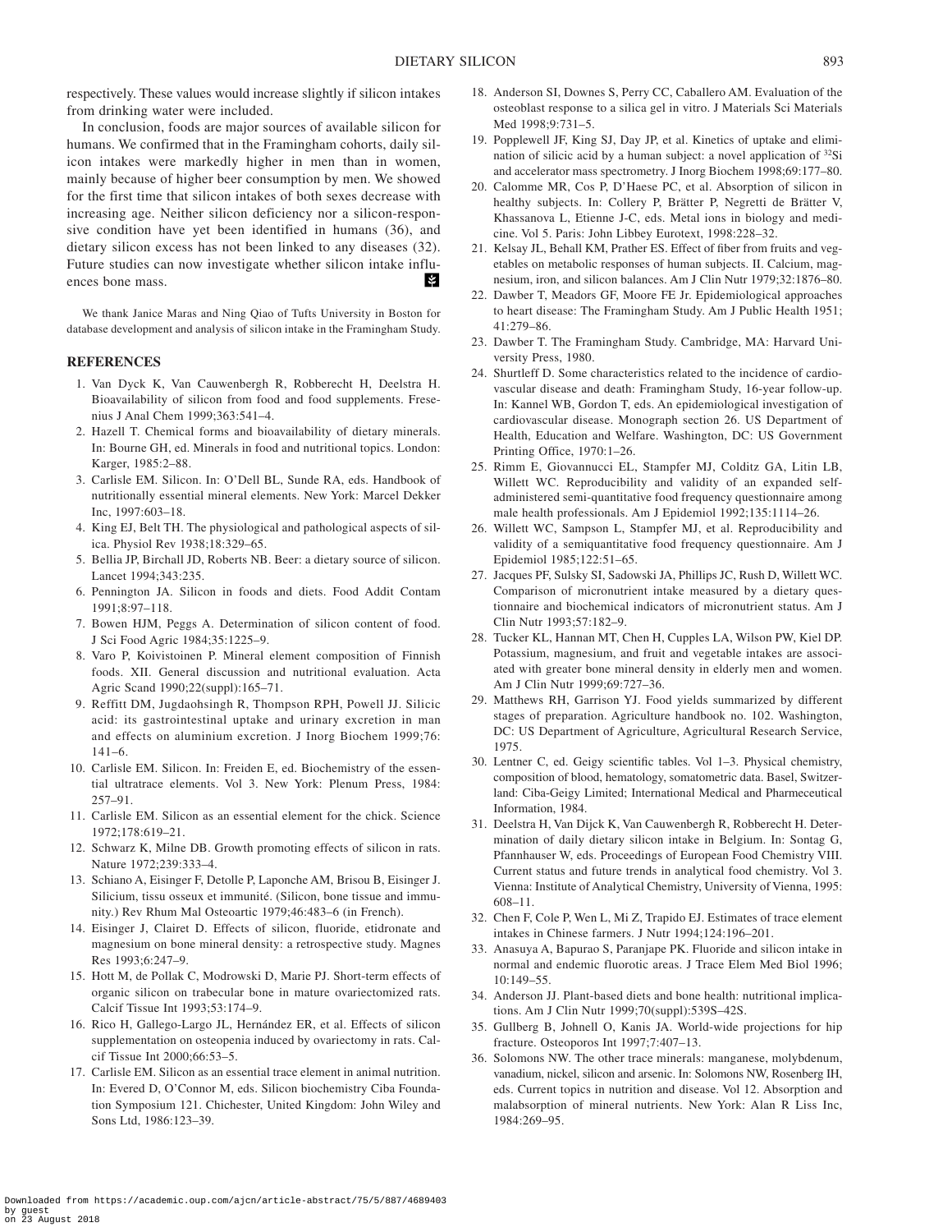respectively. These values would increase slightly if silicon intakes from drinking water were included.

In conclusion, foods are major sources of available silicon for humans. We confirmed that in the Framingham cohorts, daily silicon intakes were markedly higher in men than in women, mainly because of higher beer consumption by men. We showed for the first time that silicon intakes of both sexes decrease with increasing age. Neither silicon deficiency nor a silicon-responsive condition have yet been identified in humans (36), and dietary silicon excess has not been linked to any diseases (32). Future studies can now investigate whether silicon intake influences bone mass.

We thank Janice Maras and Ning Qiao of Tufts University in Boston for database development and analysis of silicon intake in the Framingham Study.

## REFERENCES

1. Van Dyck K, Van Cauwenbergh R, Robberecht H, Deelstra H. Bioavailability of silicon from food and food supplements. Fresenius J Anal Chem 1999;363:541–4.
2. Hazell T. Chemical forms and bioavailability of dietary minerals. In: Bourne GH, ed. Minerals in food and nutritional topics. London: Karger, 1985:2–88.
3. Carlisle EM. Silicon. In: O'Dell BL, Sunde RA, eds. Handbook of nutritionally essential mineral elements. New York: Marcel Dekker Inc, 1997:603–18.
4. King EJ, Belt TH. The physiological and pathological aspects of silica. Physiol Rev 1938;18:329–65.
5. Bellia JP, Birchall JD, Roberts NB. Beer: a dietary source of silicon. Lancet 1994;343:235.
6. Pennington JA. Silicon in foods and diets. Food Addit Contam 1991;8:97–118.
7. Bowen HJM, Peggs A. Determination of silicon content of food. J Sci Food Agric 1984;35:1225–9.
8. Varo P, Koivistoinen P. Mineral element composition of Finnish foods. XII. General discussion and nutritional evaluation. Acta Agric Scand 1990;22(suppl):165–71.
9. Reffitt DM, Jugdaohsingh R, Thompson RPH, Powell JJ. Silicic acid: its gastrointestinal uptake and urinary excretion in man and effects on aluminium excretion. J Inorg Biochem 1999;76:141–6.
10. Carlisle EM. Silicon. In: Freiden E, ed. Biochemistry of the essential ultratrace elements. Vol 3. New York: Plenum Press, 1984:257–91.
11. Carlisle EM. Silicon as an essential element for the chick. Science 1972;178:619–21.
12. Schwarz K, Milne DB. Growth promoting effects of silicon in rats. Nature 1972;239:333–4.
13. Schiano A, Eisinger F, Detolle P, Laponche AM, Brisou B, Eisinger J. Silicium, tissu osseux et immunité. (Silicon, bone tissue and immunity.) Rev Rhum Mal Osteoartic 1979;46:483–6 (in French).
14. Eisinger J, Clairet D. Effects of silicon, fluoride, etidronate and magnesium on bone mineral density: a retrospective study. Magnes Res 1993;6:247–9.
15. Hott M, de Pollak C, Modrowski D, Marie PJ. Short-term effects of organic silicon on trabecular bone in mature ovariectomized rats. Calcif Tissue Int 1993;53:174–9.
16. Rico H, Gallego-Largo JL, Hernández ER, et al. Effects of silicon supplementation on osteopenia induced by ovariectomy in rats. Calcif Tissue Int 2000;66:53–5.
17. Carlisle EM. Silicon as an essential trace element in animal nutrition. In: Evered D, O'Connor M, eds. Silicon biochemistry Ciba Foundation Symposium 121. Chichester, United Kingdom: John Wiley and Sons Ltd, 1986:123–39.
18. Anderson SI, Downes S, Perry CC, Caballero AM. Evaluation of the osteoblast response to a silica gel in vitro. J Materials Sci Materials Med 1998;9:731–5.
19. Popplewell JF, King SJ, Day JP, et al. Kinetics of uptake and elimination of silicic acid by a human subject: a novel application of $^{32}Si$ and accelerator mass spectrometry. J Inorg Biochem 1998;69:177–80.
20. Calomme MR, Cos P, D'Haese PC, et al. Absorption of silicon in healthy subjects. In: Collery P, Brätter P, Negretti de Brätter V, Khassanova L, Etienne J-C, eds. Metal ions in biology and medicine. Vol 5. Paris: John Libbey Eurotext, 1998:228–32.
21. Kelsay JL, Behall KM, Prather ES. Effect of fiber from fruits and vegetables on metabolic responses of human subjects. II. Calcium, magnesium, iron, and silicon balances. Am J Clin Nutr 1979;32:1876–80.
22. Dawber T, Meadors GF, Moore FE Jr. Epidemiological approaches to heart disease: The Framingham Study. Am J Public Health 1951;41:279–86.
23. Dawber T. The Framingham Study. Cambridge, MA: Harvard University Press, 1980.
24. Shurtleff D. Some characteristics related to the incidence of cardiovascular disease and death: Framingham Study, 16-year follow-up. In: Kannel WB, Gordon T, eds. An epidemiological investigation of cardiovascular disease. Monograph section 26. US Department of Health, Education and Welfare. Washington, DC: US Government Printing Office, 1970:1–26.
25. Rimm E, Giovannucci EL, Stampfer MJ, Colditz GA, Litin LB, Willett WC. Reproducibility and validity of an expanded self-administered semi-quantitative food frequency questionnaire among male health professionals. Am J Epidemiol 1992;135:1114–26.
26. Willett WC, Sampson L, Stampfer MJ, et al. Reproducibility and validity of a semiquantitative food frequency questionnaire. Am J Epidemiol 1985;122:51–65.
27. Jacques PF, Sulsky SI, Sadowski JA, Phillips JC, Rush D, Willett WC. Comparison of micronutrient intake measured by a dietary questionnaire and biochemical indicators of micronutrient status. Am J Clin Nutr 1993;57:182–9.
28. Tucker KL, Hannan MT, Chen H, Cupples LA, Wilson PW, Kiel DP. Potassium, magnesium, and fruit and vegetable intakes are associated with greater bone mineral density in elderly men and women. Am J Clin Nutr 1999;69:727–36.
29. Matthews RH, Garrison YJ. Food yields summarized by different stages of preparation. Agriculture handbook no. 102. Washington, DC: US Department of Agriculture, Agricultural Research Service, 1975.
30. Lentner C, ed. Geigy scientific tables. Vol 1–3. Physical chemistry, composition of blood, hematology, somatometric data. Basel, Switzerland: Ciba-Geigy Limited; International Medical and Pharmeceutical Information, 1984.
31. Deelstra H, Van Dijck K, Van Cauwenbergh R, Robberecht H. Determination of daily dietary silicon intake in Belgium. In: Sontag G, Pfannhauser W, eds. Proceedings of European Food Chemistry VIII. Current status and future trends in analytical food chemistry. Vol 3. Vienna: Institute of Analytical Chemistry, University of Vienna, 1995:608–11.
32. Chen F, Cole P, Wen L, Mi Z, Trapido EJ. Estimates of trace element intakes in Chinese farmers. J Nutr 1994;124:196–201.
33. Anasuya A, Bapurao S, Paranjape PK. Fluoride and silicon intake in normal and endemic fluorotic areas. J Trace Elem Med Biol 1996;10:149–55.
34. Anderson JJ. Plant-based diets and bone health: nutritional implications. Am J Clin Nutr 1999;70(suppl):539S–42S.
35. Gullberg B, Johnell O, Kanis JA. World-wide projections for hip fracture. Osteoporos Int 1997;7:407–13.
36. Solomons NW. The other trace minerals: manganese, molybdenum, vanadium, nickel, silicon and arsenic. In: Solomons NW, Rosenberg IH, eds. Current topics in nutrition and disease. Vol 12. Absorption and malabsorption of mineral nutrients. New York: Alan R Liss Inc, 1984:269–95.